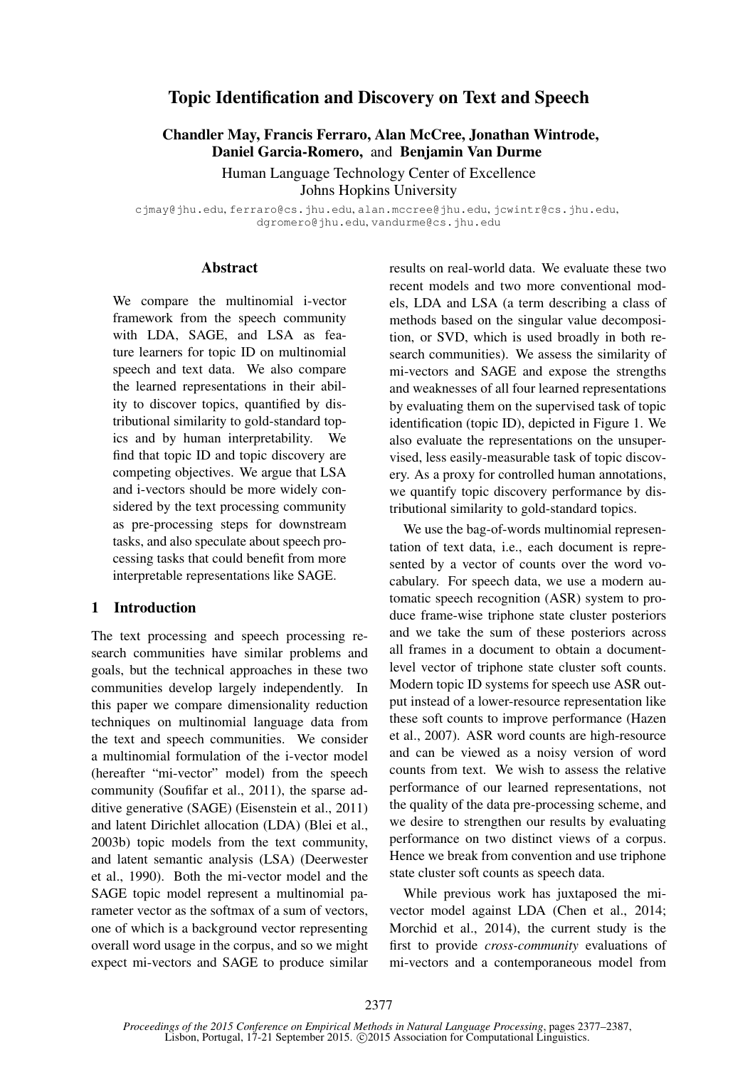# Topic Identification and Discovery on Text and Speech

**Chandler May, Francis Ferraro, Alan McCree, Jonathan Wintrode, Daniel Garcia-Romero,** and **Benjamin Van Durme**

Human Language Technology Center of Excellence
Johns Hopkins University

cjmay@jhu.edu, ferraro@cs.jhu.edu, alan.mccree@jhu.edu, jcwintr@cs.jhu.edu, dgromero@jhu.edu, vandurme@cs.jhu.edu

## Abstract

We compare the multinomial i-vector framework from the speech community with LDA, SAGE, and LSA as feature learners for topic ID on multinomial speech and text data. We also compare the learned representations in their ability to discover topics, quantified by distributional similarity to gold-standard topics and by human interpretability. We find that topic ID and topic discovery are competing objectives. We argue that LSA and i-vectors should be more widely considered by the text processing community as pre-processing steps for downstream tasks, and also speculate about speech processing tasks that could benefit from more interpretable representations like SAGE.

## 1 Introduction

The text processing and speech processing research communities have similar problems and goals, but the technical approaches in these two communities develop largely independently. In this paper we compare dimensionality reduction techniques on multinomial language data from the text and speech communities. We consider a multinomial formulation of the i-vector model (hereafter "mi-vector" model) from the speech community (Soufifar et al., 2011), the sparse additive generative (SAGE) (Eisenstein et al., 2011) and latent Dirichlet allocation (LDA) (Blei et al., 2003b) topic models from the text community, and latent semantic analysis (LSA) (Deerwester et al., 1990). Both the mi-vector model and the SAGE topic model represent a multinomial parameter vector as the softmax of a sum of vectors, one of which is a background vector representing overall word usage in the corpus, and so we might expect mi-vectors and SAGE to produce similar results on real-world data. We evaluate these two recent models and two more conventional models, LDA and LSA (a term describing a class of methods based on the singular value decomposition, or SVD, which is used broadly in both research communities). We assess the similarity of mi-vectors and SAGE and expose the strengths and weaknesses of all four learned representations by evaluating them on the supervised task of topic identification (topic ID), depicted in Figure 1. We also evaluate the representations on the unsupervised, less easily-measurable task of topic discovery. As a proxy for controlled human annotations, we quantify topic discovery performance by distributional similarity to gold-standard topics.

We use the bag-of-words multinomial representation of text data, i.e., each document is represented by a vector of counts over the word vocabulary. For speech data, we use a modern automatic speech recognition (ASR) system to produce frame-wise triphone state cluster posteriors and we take the sum of these posteriors across all frames in a document to obtain a document-level vector of triphone state cluster soft counts. Modern topic ID systems for speech use ASR output instead of a lower-resource representation like these soft counts to improve performance (Hazen et al., 2007). ASR word counts are high-resource and can be viewed as a noisy version of word counts from text. We wish to assess the relative performance of our learned representations, not the quality of the data pre-processing scheme, and we desire to strengthen our results by evaluating performance on two distinct views of a corpus. Hence we break from convention and use triphone state cluster soft counts as speech data.

While previous work has juxtaposed the mi-vector model against LDA (Chen et al., 2014; Morchid et al., 2014), the current study is the first to provide *cross-community* evaluations of mi-vectors and a contemporaneous model from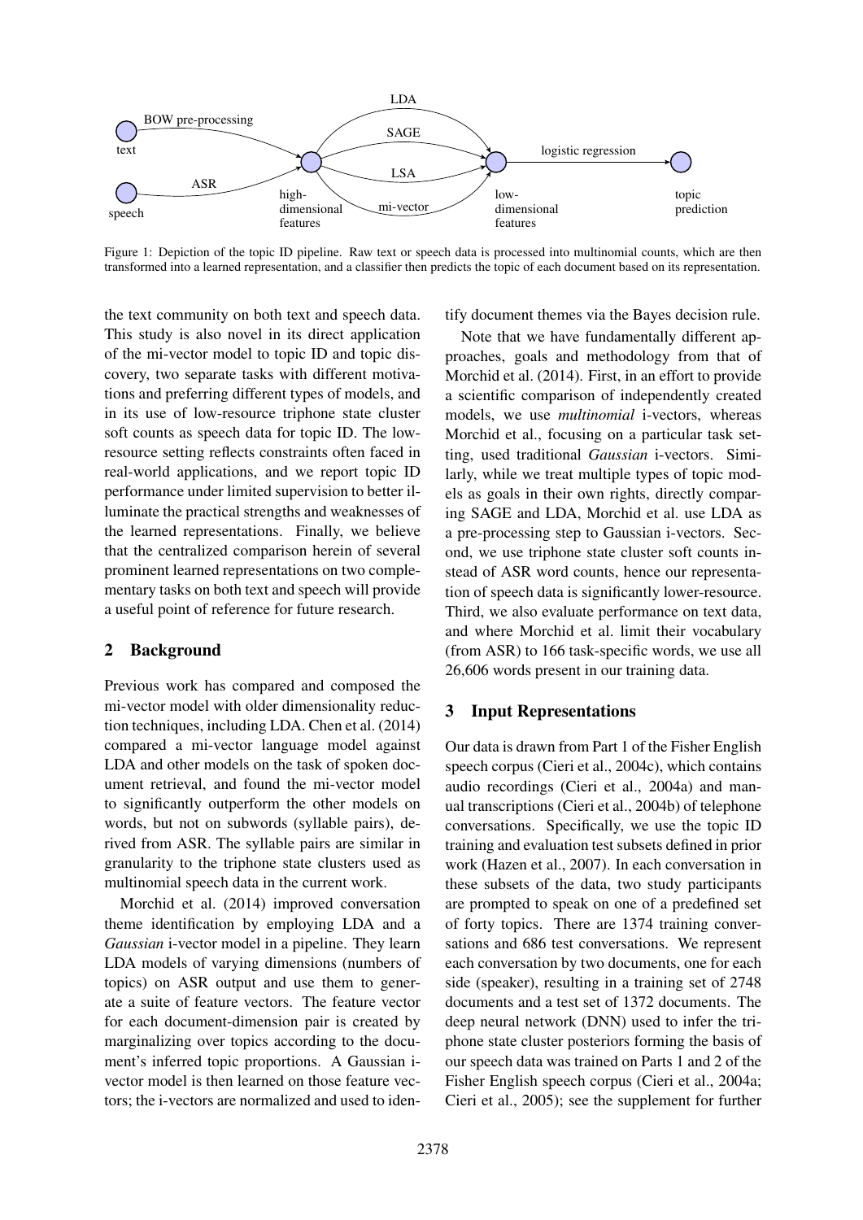Figure 1: Depiction of the topic ID pipeline. Raw text or speech data is processed into multinomial counts, which are then transformed into a learned representation, and a classifier then predicts the topic of each document based on its representation.

the text community on both text and speech data. This study is also novel in its direct application of the mi-vector model to topic ID and topic discovery, two separate tasks with different motivations and preferring different types of models, and in its use of low-resource triphone state cluster soft counts as speech data for topic ID. The low-resource setting reflects constraints often faced in real-world applications, and we report topic ID performance under limited supervision to better illuminate the practical strengths and weaknesses of the learned representations. Finally, we believe that the centralized comparison herein of several prominent learned representations on two complementary tasks on both text and speech will provide a useful point of reference for future research.

## 2 Background

Previous work has compared and composed the mi-vector model with older dimensionality reduction techniques, including LDA. Chen et al. (2014) compared a mi-vector language model against LDA and other models on the task of spoken document retrieval, and found the mi-vector model to significantly outperform the other models on words, but not on subwords (syllable pairs), derived from ASR. The syllable pairs are similar in granularity to the triphone state clusters used as multinomial speech data in the current work.

Morchid et al. (2014) improved conversation theme identification by employing LDA and a *Gaussian* i-vector model in a pipeline. They learn LDA models of varying dimensions (numbers of topics) on ASR output and use them to generate a suite of feature vectors. The feature vector for each document-dimension pair is created by marginalizing over topics according to the document's inferred topic proportions. A Gaussian i-vector model is then learned on those feature vectors; the i-vectors are normalized and used to identify document themes via the Bayes decision rule.

Note that we have fundamentally different approaches, goals and methodology from that of Morchid et al. (2014). First, in an effort to provide a scientific comparison of independently created models, we use *multinomial* i-vectors, whereas Morchid et al., focusing on a particular task setting, used traditional *Gaussian* i-vectors. Similarly, while we treat multiple types of topic models as goals in their own rights, directly comparing SAGE and LDA, Morchid et al. use LDA as a pre-processing step to Gaussian i-vectors. Second, we use triphone state cluster soft counts instead of ASR word counts, hence our representation of speech data is significantly lower-resource. Third, we also evaluate performance on text data, and where Morchid et al. limit their vocabulary (from ASR) to 166 task-specific words, we use all 26,606 words present in our training data.

## 3 Input Representations

Our data is drawn from Part 1 of the Fisher English speech corpus (Cieri et al., 2004c), which contains audio recordings (Cieri et al., 2004a) and manual transcriptions (Cieri et al., 2004b) of telephone conversations. Specifically, we use the topic ID training and evaluation test subsets defined in prior work (Hazen et al., 2007). In each conversation in these subsets of the data, two study participants are prompted to speak on one of a predefined set of forty topics. There are 1374 training conversations and 686 test conversations. We represent each conversation by two documents, one for each side (speaker), resulting in a training set of 2748 documents and a test set of 1372 documents. The deep neural network (DNN) used to infer the triphone state cluster posteriors forming the basis of our speech data was trained on Parts 1 and 2 of the Fisher English speech corpus (Cieri et al., 2004a; Cieri et al., 2005); see the supplement for further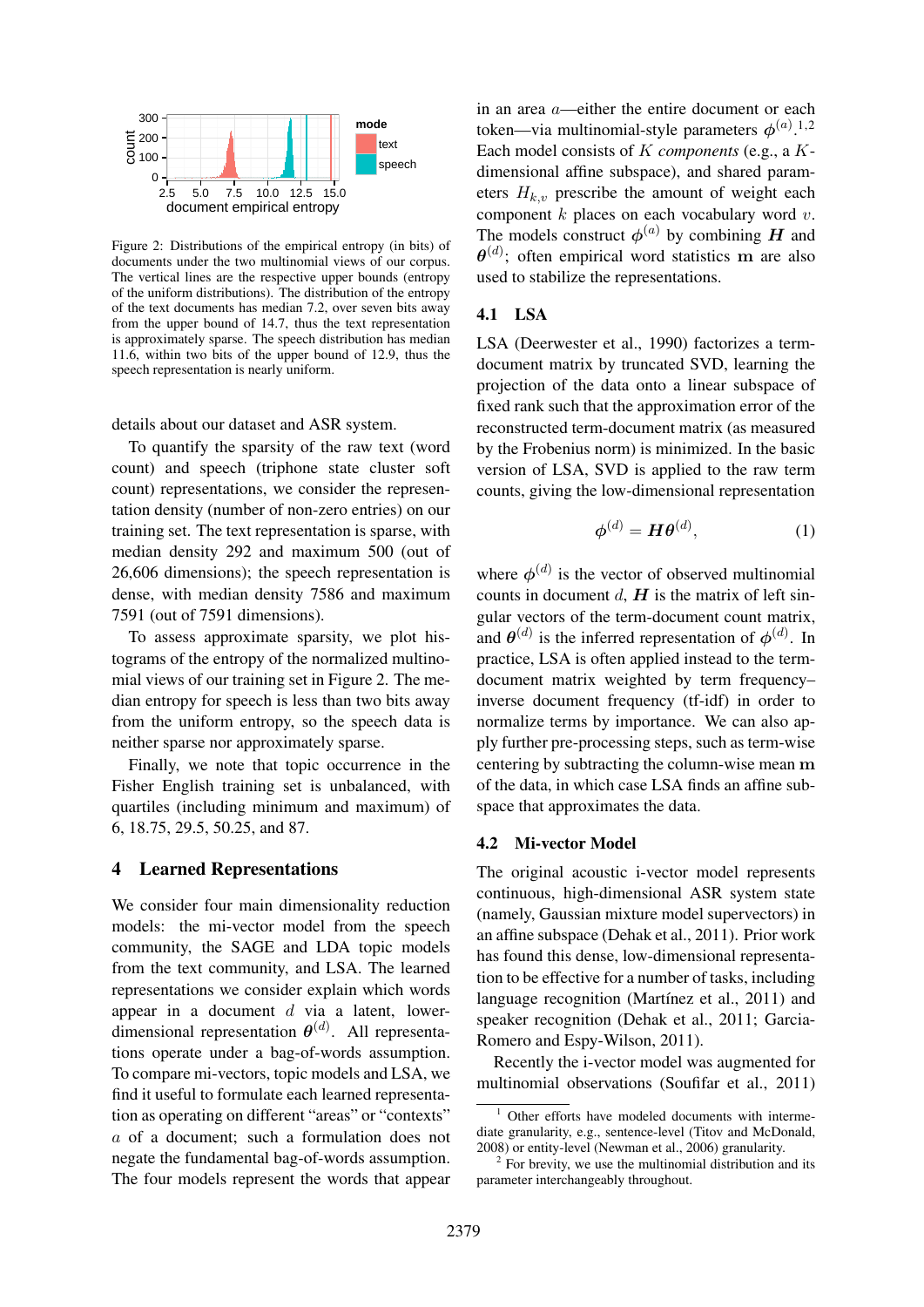Figure 2: Distributions of the empirical entropy (in bits) of documents under the two multinomial views of our corpus. The vertical lines are the respective upper bounds (entropy of the uniform distributions). The distribution of the entropy of the text documents has median 7.2, over seven bits away from the upper bound of 14.7, thus the text representation is approximately sparse. The speech distribution has median 11.6, within two bits of the upper bound of 12.9, thus the speech representation is nearly uniform.

details about our dataset and ASR system.

To quantify the sparsity of the raw text (word count) and speech (triphone state cluster soft count) representations, we consider the representation density (number of non-zero entries) on our training set. The text representation is sparse, with median density 292 and maximum 500 (out of 26,606 dimensions); the speech representation is dense, with median density 7586 and maximum 7591 (out of 7591 dimensions).

To assess approximate sparsity, we plot histograms of the entropy of the normalized multinomial views of our training set in Figure 2. The median entropy for speech is less than two bits away from the uniform entropy, so the speech data is neither sparse nor approximately sparse.

Finally, we note that topic occurrence in the Fisher English training set is unbalanced, with quartiles (including minimum and maximum) of 6, 18.75, 29.5, 50.25, and 87.

## 4 Learned Representations

We consider four main dimensionality reduction models: the mi-vector model from the speech community, the SAGE and LDA topic models from the text community, and LSA. The learned representations we consider explain which words appear in a document $d$ via a latent, lower-dimensional representation $\boldsymbol{\theta}^{(d)}$. All representations operate under a bag-of-words assumption. To compare mi-vectors, topic models and LSA, we find it useful to formulate each learned representation as operating on different "areas" or "contexts" $a$ of a document; such a formulation does not negate the fundamental bag-of-words assumption. The four models represent the words that appear in an area $a$—either the entire document or each token—via multinomial-style parameters $\boldsymbol{\phi}^{(a)}$.[1,2] Each model consists of $K$ *components* (e.g., a $K$-dimensional affine subspace), and shared parameters $H_{k,v}$ prescribe the amount of weight each component $k$ places on each vocabulary word $v$. The models construct $\boldsymbol{\phi}^{(a)}$ by combining $\boldsymbol{H}$ and $\boldsymbol{\theta}^{(d)}$; often empirical word statistics $\mathbf{m}$ are also used to stabilize the representations.

### 4.1 LSA

LSA (Deerwester et al., 1990) factorizes a term-document matrix by truncated SVD, learning the projection of the data onto a linear subspace of fixed rank such that the approximation error of the reconstructed term-document matrix (as measured by the Frobenius norm) is minimized. In the basic version of LSA, SVD is applied to the raw term counts, giving the low-dimensional representation

$$\boldsymbol{\phi}^{(d)} = \boldsymbol{H}\boldsymbol{\theta}^{(d)}, \tag{1}$$

where $\boldsymbol{\phi}^{(d)}$ is the vector of observed multinomial counts in document $d$, $\boldsymbol{H}$ is the matrix of left singular vectors of the term-document count matrix, and $\boldsymbol{\theta}^{(d)}$ is the inferred representation of $\boldsymbol{\phi}^{(d)}$. In practice, LSA is often applied instead to the term-document matrix weighted by term frequency–inverse document frequency (tf-idf) in order to normalize terms by importance. We can also apply further pre-processing steps, such as term-wise centering by subtracting the column-wise mean $\mathbf{m}$ of the data, in which case LSA finds an affine subspace that approximates the data.

### 4.2 Mi-vector Model

The original acoustic i-vector model represents continuous, high-dimensional ASR system state (namely, Gaussian mixture model supervectors) in an affine subspace (Dehak et al., 2011). Prior work has found this dense, low-dimensional representation to be effective for a number of tasks, including language recognition (Martínez et al., 2011) and speaker recognition (Dehak et al., 2011; Garcia-Romero and Espy-Wilson, 2011).

Recently the i-vector model was augmented for multinomial observations (Soufifar et al., 2011)

[1] Other efforts have modeled documents with intermediate granularity, e.g., sentence-level (Titov and McDonald, 2008) or entity-level (Newman et al., 2006) granularity.

[2] For brevity, we use the multinomial distribution and its parameter interchangeably throughout.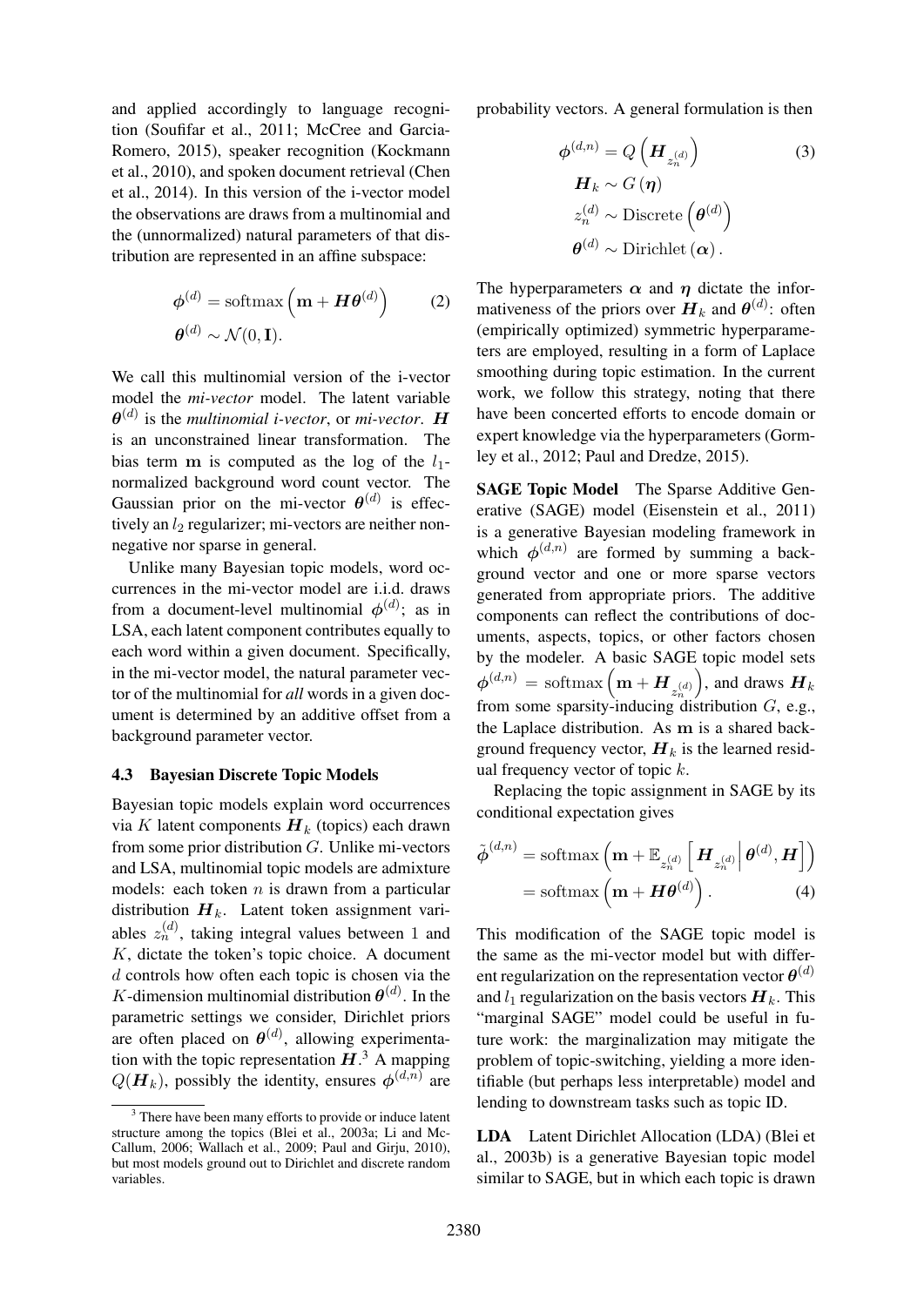and applied accordingly to language recognition (Soufifar et al., 2011; McCree and Garcia-Romero, 2015), speaker recognition (Kockmann et al., 2010), and spoken document retrieval (Chen et al., 2014). In this version of the i-vector model the observations are draws from a multinomial and the (unnormalized) natural parameters of that distribution are represented in an affine subspace:

$$\begin{aligned}\boldsymbol{\phi}^{(d)} &= \operatorname{softmax}\left(\mathbf{m} + \boldsymbol{H}\boldsymbol{\theta}^{(d)}\right) \\ \boldsymbol{\theta}^{(d)} &\sim \mathcal{N}(0, \mathbf{I}).\end{aligned} \tag{2}$$

We call this multinomial version of the i-vector model the *mi-vector* model. The latent variable $\boldsymbol{\theta}^{(d)}$ is the *multinomial i-vector*, or *mi-vector*. $\boldsymbol{H}$ is an unconstrained linear transformation. The bias term $\mathbf{m}$ is computed as the log of the $l_1$-normalized background word count vector. The Gaussian prior on the mi-vector $\boldsymbol{\theta}^{(d)}$ is effectively an $l_2$ regularizer; mi-vectors are neither non-negative nor sparse in general.

Unlike many Bayesian topic models, word occurrences in the mi-vector model are i.i.d. draws from a document-level multinomial $\boldsymbol{\phi}^{(d)}$; as in LSA, each latent component contributes equally to each word within a given document. Specifically, in the mi-vector model, the natural parameter vector of the multinomial for *all* words in a given document is determined by an additive offset from a background parameter vector.

### 4.3 Bayesian Discrete Topic Models

Bayesian topic models explain word occurrences via $K$ latent components $\boldsymbol{H}_k$ (topics) each drawn from some prior distribution $G$. Unlike mi-vectors and LSA, multinomial topic models are admixture models: each token $n$ is drawn from a particular distribution $\boldsymbol{H}_k$. Latent token assignment variables $z_n^{(d)}$, taking integral values between 1 and $K$, dictate the token's topic choice. A document $d$ controls how often each topic is chosen via the $K$-dimension multinomial distribution $\boldsymbol{\theta}^{(d)}$. In the parametric settings we consider, Dirichlet priors are often placed on $\boldsymbol{\theta}^{(d)}$, allowing experimentation with the topic representation $\boldsymbol{H}$.[3] A mapping $Q(\boldsymbol{H}_k)$, possibly the identity, ensures $\boldsymbol{\phi}^{(d,n)}$ are probability vectors. A general formulation is then

$$\begin{aligned}\boldsymbol{\phi}^{(d,n)} &= Q\left(\boldsymbol{H}_{z_n^{(d)}}\right) \\ \boldsymbol{H}_k &\sim G(\boldsymbol{\eta}) \\ z_n^{(d)} &\sim \operatorname{Discrete}\left(\boldsymbol{\theta}^{(d)}\right) \\ \boldsymbol{\theta}^{(d)} &\sim \operatorname{Dirichlet}(\boldsymbol{\alpha}).\end{aligned} \tag{3}$$

The hyperparameters $\boldsymbol{\alpha}$ and $\boldsymbol{\eta}$ dictate the informativeness of the priors over $\boldsymbol{H}_k$ and $\boldsymbol{\theta}^{(d)}$: often (empirically optimized) symmetric hyperparameters are employed, resulting in a form of Laplace smoothing during topic estimation. In the current work, we follow this strategy, noting that there have been concerted efforts to encode domain or expert knowledge via the hyperparameters (Gormley et al., 2012; Paul and Dredze, 2015).

**SAGE Topic Model** The Sparse Additive Generative (SAGE) model (Eisenstein et al., 2011) is a generative Bayesian modeling framework in which $\boldsymbol{\phi}^{(d,n)}$ are formed by summing a background vector and one or more sparse vectors generated from appropriate priors. The additive components can reflect the contributions of documents, aspects, topics, or other factors chosen by the modeler. A basic SAGE topic model sets $\boldsymbol{\phi}^{(d,n)} = \operatorname{softmax}\left(\mathbf{m} + \boldsymbol{H}_{z_n^{(d)}}\right)$, and draws $\boldsymbol{H}_k$ from some sparsity-inducing distribution $G$, e.g., the Laplace distribution. As $\mathbf{m}$ is a shared background frequency vector, $\boldsymbol{H}_k$ is the learned residual frequency vector of topic $k$.

Replacing the topic assignment in SAGE by its conditional expectation gives

$$\begin{aligned}\tilde{\boldsymbol{\phi}}^{(d,n)} &= \operatorname{softmax}\left(\mathbf{m} + \mathbb{E}_{z_n^{(d)}}\left[\boldsymbol{H}_{z_n^{(d)}} \middle| \boldsymbol{\theta}^{(d)}, \boldsymbol{H}\right]\right) \\ &= \operatorname{softmax}\left(\mathbf{m} + \boldsymbol{H}\boldsymbol{\theta}^{(d)}\right).\end{aligned} \tag{4}$$

This modification of the SAGE topic model is the same as the mi-vector model but with different regularization on the representation vector $\boldsymbol{\theta}^{(d)}$ and $l_1$ regularization on the basis vectors $\boldsymbol{H}_k$. This "marginal SAGE" model could be useful in future work: the marginalization may mitigate the problem of topic-switching, yielding a more identifiable (but perhaps less interpretable) model and lending to downstream tasks such as topic ID.

**LDA** Latent Dirichlet Allocation (LDA) (Blei et al., 2003b) is a generative Bayesian topic model similar to SAGE, but in which each topic is drawn

[3] There have been many efforts to provide or induce latent structure among the topics (Blei et al., 2003a; Li and McCallum, 2006; Wallach et al., 2009; Paul and Girju, 2010), but most models ground out to Dirichlet and discrete random variables.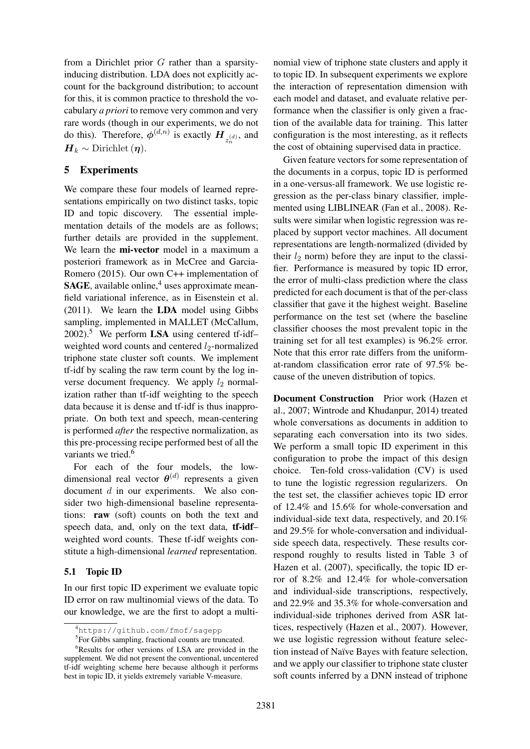from a Dirichlet prior $G$ rather than a sparsity-inducing distribution. LDA does not explicitly account for the background distribution; to account for this, it is common practice to threshold the vocabulary *a priori* to remove very common and very rare words (though in our experiments, we do not do this). Therefore, $\phi^{(d,n)}$ is exactly $\boldsymbol{H}_{z_n^{(d)}}$, and $\boldsymbol{H}_k \sim \text{Dirichlet}(\boldsymbol{\eta})$.

## 5 Experiments

We compare these four models of learned representations empirically on two distinct tasks, topic ID and topic discovery. The essential implementation details of the models are as follows; further details are provided in the supplement. We learn the **mi-vector** model in a maximum a posteriori framework as in McCree and Garcia-Romero (2015). Our own C++ implementation of **SAGE**, available online,[4] uses approximate mean-field variational inference, as in Eisenstein et al. (2011). We learn the **LDA** model using Gibbs sampling, implemented in MALLET (McCallum, 2002).[5] We perform **LSA** using centered tf-idf–weighted word counts and centered $l_2$-normalized triphone state cluster soft counts. We implement tf-idf by scaling the raw term count by the log inverse document frequency. We apply $l_2$ normalization rather than tf-idf weighting to the speech data because it is dense and tf-idf is thus inappropriate. On both text and speech, mean-centering is performed *after* the respective normalization, as this pre-processing recipe performed best of all the variants we tried.[6]

For each of the four models, the low-dimensional real vector $\boldsymbol{\theta}^{(d)}$ represents a given document $d$ in our experiments. We also consider two high-dimensional baseline representations: **raw** (soft) counts on both the text and speech data, and, only on the text data, **tf-idf**–weighted word counts. These tf-idf weights constitute a high-dimensional *learned* representation.

### 5.1 Topic ID

In our first topic ID experiment we evaluate topic ID error on raw multinomial views of the data. To our knowledge, we are the first to adopt a multinomial view of triphone state clusters and apply it to topic ID. In subsequent experiments we explore the interaction of representation dimension with each model and dataset, and evaluate relative performance when the classifier is only given a fraction of the available data for training. This latter configuration is the most interesting, as it reflects the cost of obtaining supervised data in practice.

Given feature vectors for some representation of the documents in a corpus, topic ID is performed in a one-versus-all framework. We use logistic regression as the per-class binary classifier, implemented using LIBLINEAR (Fan et al., 2008). Results were similar when logistic regression was replaced by support vector machines. All document representations are length-normalized (divided by their $l_2$ norm) before they are input to the classifier. Performance is measured by topic ID error, the error of multi-class prediction where the class predicted for each document is that of the per-class classifier that gave it the highest weight. Baseline performance on the test set (where the baseline classifier chooses the most prevalent topic in the training set for all test examples) is 96.2% error. Note that this error rate differs from the uniform-at-random classification error rate of 97.5% because of the uneven distribution of topics.

**Document Construction** Prior work (Hazen et al., 2007; Wintrode and Khudanpur, 2014) treated whole conversations as documents in addition to separating each conversation into its two sides. We perform a small topic ID experiment in this configuration to probe the impact of this design choice. Ten-fold cross-validation (CV) is used to tune the logistic regression regularizers. On the test set, the classifier achieves topic ID error of 12.4% and 15.6% for whole-conversation and individual-side text data, respectively, and 20.1% and 29.5% for whole-conversation and individual-side speech data, respectively. These results correspond roughly to results listed in Table 3 of Hazen et al. (2007), specifically, the topic ID error of 8.2% and 12.4% for whole-conversation and individual-side transcriptions, respectively, and 22.9% and 35.3% for whole-conversation and individual-side triphones derived from ASR lattices, respectively (Hazen et al., 2007). However, we use logistic regression without feature selection instead of Naïve Bayes with feature selection, and we apply our classifier to triphone state cluster soft counts inferred by a DNN instead of triphone

[4] https://github.com/fmof/sagepp

[5] For Gibbs sampling, fractional counts are truncated.

[6] Results for other versions of LSA are provided in the supplement. We did not present the conventional, uncentered tf-idf weighting scheme here because although it performs best in topic ID, it yields extremely variable V-measure.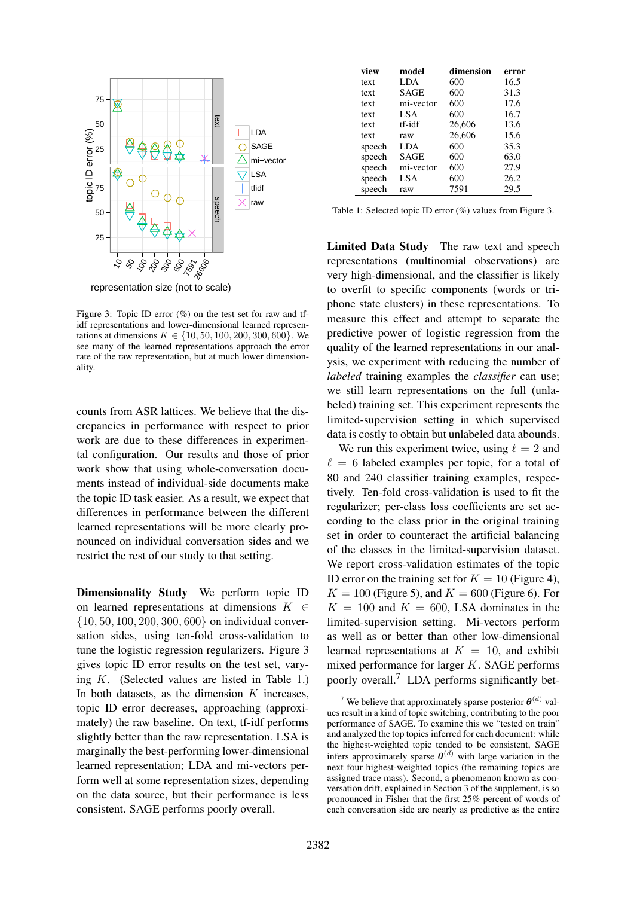Figure 3: Topic ID error (%) on the test set for raw and tf-idf representations and lower-dimensional learned representations at dimensions $K \in \{10, 50, 100, 200, 300, 600\}$. We see many of the learned representations approach the error rate of the raw representation, but at much lower dimensionality.

counts from ASR lattices. We believe that the discrepancies in performance with respect to prior work are due to these differences in experimental configuration. Our results and those of prior work show that using whole-conversation documents instead of individual-side documents make the topic ID task easier. As a result, we expect that differences in performance between the different learned representations will be more clearly pronounced on individual conversation sides and we restrict the rest of our study to that setting.

**Dimensionality Study** We perform topic ID on learned representations at dimensions $K \in \{10, 50, 100, 200, 300, 600\}$ on individual conversation sides, using ten-fold cross-validation to tune the logistic regression regularizers. Figure 3 gives topic ID error results on the test set, varying $K$. (Selected values are listed in Table 1.) In both datasets, as the dimension $K$ increases, topic ID error decreases, approaching (approximately) the raw baseline. On text, tf-idf performs slightly better than the raw representation. LSA is marginally the best-performing lower-dimensional learned representation; LDA and mi-vectors perform well at some representation sizes, depending on the data source, but their performance is less consistent. SAGE performs poorly overall.

| view | model | dimension | error |
|---|---|---|---|
| text | LDA | 600 | 16.5 |
| text | SAGE | 600 | 31.3 |
| text | mi-vector | 600 | 17.6 |
| text | LSA | 600 | 16.7 |
| text | tf-idf | 26,606 | 13.6 |
| text | raw | 26,606 | 15.6 |
| speech | LDA | 600 | 35.3 |
| speech | SAGE | 600 | 63.0 |
| speech | mi-vector | 600 | 27.9 |
| speech | LSA | 600 | 26.2 |
| speech | raw | 7591 | 29.5 |

Table 1: Selected topic ID error (%) values from Figure 3.

**Limited Data Study** The raw text and speech representations (multinomial observations) are very high-dimensional, and the classifier is likely to overfit to specific components (words or triphone state clusters) in these representations. To measure this effect and attempt to separate the predictive power of logistic regression from the quality of the learned representations in our analysis, we experiment with reducing the number of *labeled* training examples the *classifier* can use; we still learn representations on the full (unlabeled) training set. This experiment represents the limited-supervision setting in which supervised data is costly to obtain but unlabeled data abounds.

We run this experiment twice, using $\ell = 2$ and $\ell = 6$ labeled examples per topic, for a total of 80 and 240 classifier training examples, respectively. Ten-fold cross-validation is used to fit the regularizer; per-class loss coefficients are set according to the class prior in the original training set in order to counteract the artificial balancing of the classes in the limited-supervision dataset. We report cross-validation estimates of the topic ID error on the training set for $K = 10$ (Figure 4), $K = 100$ (Figure 5), and $K = 600$ (Figure 6). For $K = 100$ and $K = 600$, LSA dominates in the limited-supervision setting. Mi-vectors perform as well as or better than other low-dimensional learned representations at $K = 10$, and exhibit mixed performance for larger $K$. SAGE performs poorly overall.[7] LDA performs significantly bet-

[7] We believe that approximately sparse posterior $\boldsymbol{\theta}^{(d)}$ values result in a kind of topic switching, contributing to the poor performance of SAGE. To examine this we "tested on train" and analyzed the top topics inferred for each document: while the highest-weighted topic tended to be consistent, SAGE infers approximately sparse $\boldsymbol{\theta}^{(d)}$ with large variation in the next four highest-weighted topics (the remaining topics are assigned trace mass). Second, a phenomenon known as conversation drift, explained in Section 3 of the supplement, is so pronounced in Fisher that the first 25% percent of words of each conversation side are nearly as predictive as the entire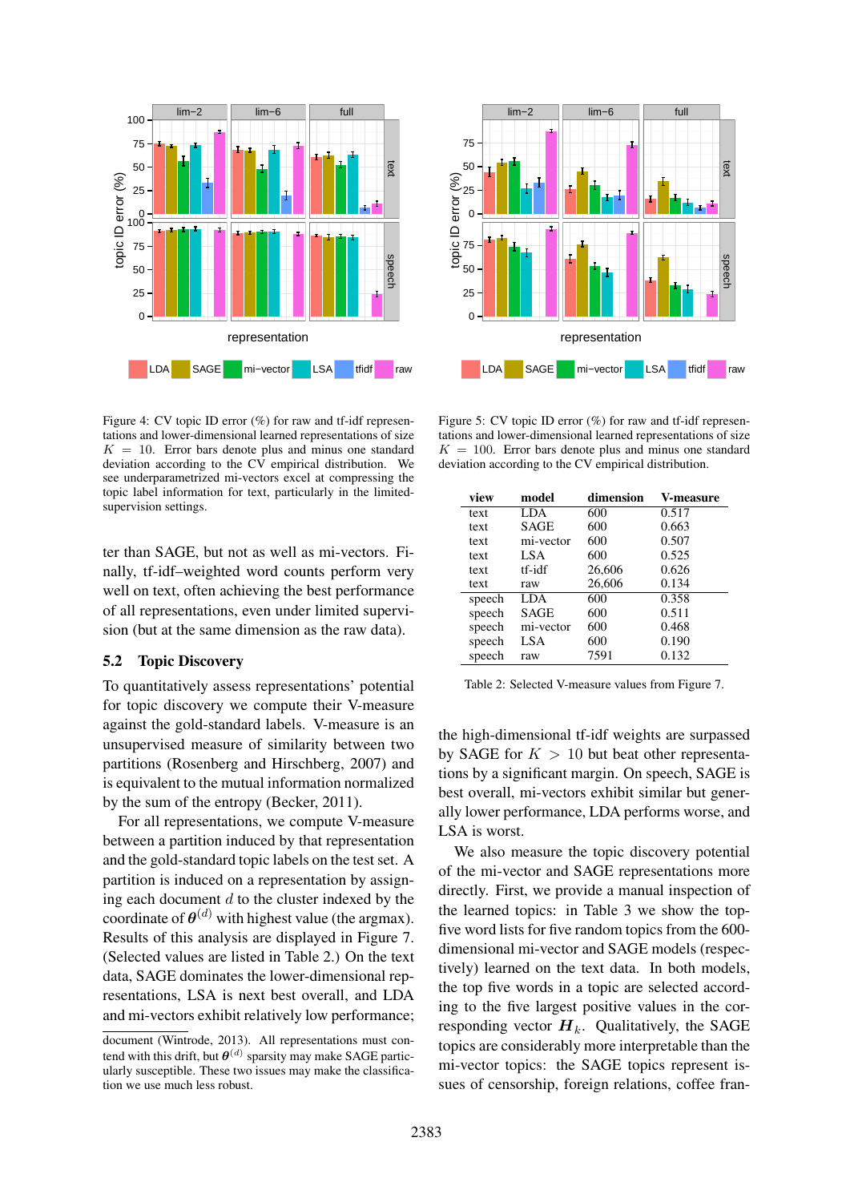Figure 4: CV topic ID error (%) for raw and tf-idf representations and lower-dimensional learned representations of size $K = 10$. Error bars denote plus and minus one standard deviation according to the CV empirical distribution. We see underparametrized mi-vectors excel at compressing the topic label information for text, particularly in the limited-supervision settings.

Figure 5: CV topic ID error (%) for raw and tf-idf representations and lower-dimensional learned representations of size $K = 100$. Error bars denote plus and minus one standard deviation according to the CV empirical distribution.

ter than SAGE, but not as well as mi-vectors. Finally, tf-idf–weighted word counts perform very well on text, often achieving the best performance of all representations, even under limited supervision (but at the same dimension as the raw data).

### 5.2 Topic Discovery

To quantitatively assess representations' potential for topic discovery we compute their V-measure against the gold-standard labels. V-measure is an unsupervised measure of similarity between two partitions (Rosenberg and Hirschberg, 2007) and is equivalent to the mutual information normalized by the sum of the entropy (Becker, 2011).

For all representations, we compute V-measure between a partition induced by that representation and the gold-standard topic labels on the test set. A partition is induced on a representation by assigning each document $d$ to the cluster indexed by the coordinate of $\boldsymbol{\theta}^{(d)}$ with highest value (the argmax). Results of this analysis are displayed in Figure 7. (Selected values are listed in Table 2.) On the text data, SAGE dominates the lower-dimensional representations, LSA is next best overall, and LDA and mi-vectors exhibit relatively low performance; the high-dimensional tf-idf weights are surpassed by SAGE for $K > 10$ but beat other representations by a significant margin. On speech, SAGE is best overall, mi-vectors exhibit similar but generally lower performance, LDA performs worse, and LSA is worst.

| view | model | dimension | V-measure |
|---|---|---|---|
| text | LDA | 600 | 0.517 |
| text | SAGE | 600 | 0.663 |
| text | mi-vector | 600 | 0.507 |
| text | LSA | 600 | 0.525 |
| text | tf-idf | 26,606 | 0.626 |
| text | raw | 26,606 | 0.134 |
| speech | LDA | 600 | 0.358 |
| speech | SAGE | 600 | 0.511 |
| speech | mi-vector | 600 | 0.468 |
| speech | LSA | 600 | 0.190 |
| speech | raw | 7591 | 0.132 |

Table 2: Selected V-measure values from Figure 7.

We also measure the topic discovery potential of the mi-vector and SAGE representations more directly. First, we provide a manual inspection of the learned topics: in Table 3 we show the top-five word lists for five random topics from the 600-dimensional mi-vector and SAGE models (respectively) learned on the text data. In both models, the top five words in a topic are selected according to the five largest positive values in the corresponding vector $\boldsymbol{H}_k$. Qualitatively, the SAGE topics are considerably more interpretable than the mi-vector topics: the SAGE topics represent issues of censorship, foreign relations, coffee fran-

document (Wintrode, 2013). All representations must contend with this drift, but $\boldsymbol{\theta}^{(d)}$ sparsity may make SAGE particularly susceptible. These two issues may make the classification we use much less robust.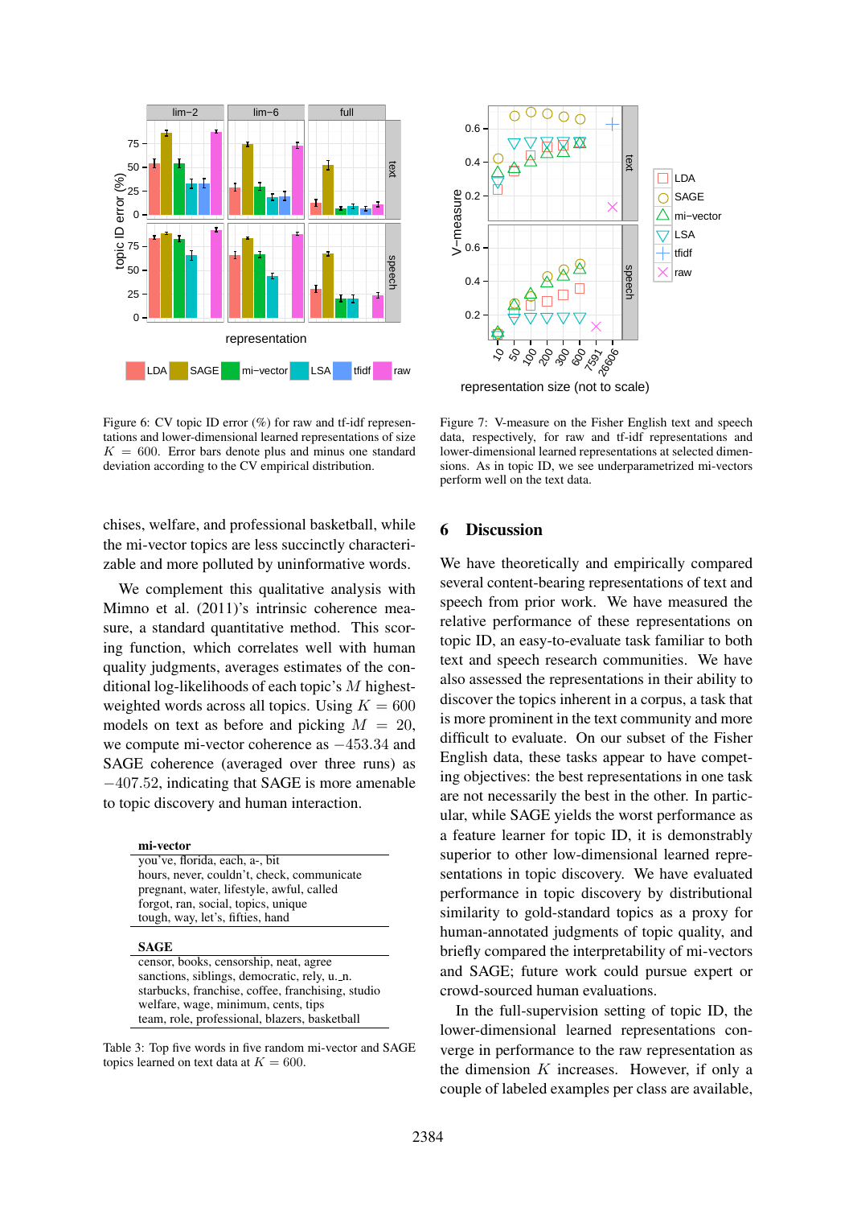Figure 6: CV topic ID error (%) for raw and tf-idf representations and lower-dimensional learned representations of size $K = 600$. Error bars denote plus and minus one standard deviation according to the CV empirical distribution.

Figure 7: V-measure on the Fisher English text and speech data, respectively, for raw and tf-idf representations and lower-dimensional learned representations at selected dimensions. As in topic ID, we see underparametrized mi-vectors perform well on the text data.

chises, welfare, and professional basketball, while the mi-vector topics are less succinctly characterizable and more polluted by uninformative words.

We complement this qualitative analysis with Mimno et al. (2011)'s intrinsic coherence measure, a standard quantitative method. This scoring function, which correlates well with human quality judgments, averages estimates of the conditional log-likelihoods of each topic's $M$ highest-weighted words across all topics. Using $K = 600$ models on text as before and picking $M = 20$, we compute mi-vector coherence as $-453.34$ and SAGE coherence (averaged over three runs) as $-407.52$, indicating that SAGE is more amenable to topic discovery and human interaction.

| **mi-vector** |
|---|
| you've, florida, each, a-, bit |
| hours, never, couldn't, check, communicate |
| pregnant, water, lifestyle, awful, called |
| forgot, ran, social, topics, unique |
| tough, way, let's, fifties, hand |

| **SAGE** |
|---|
| censor, books, censorship, neat, agree |
| sanctions, siblings, democratic, rely, u._n. |
| starbucks, franchise, coffee, franchising, studio |
| welfare, wage, minimum, cents, tips |
| team, role, professional, blazers, basketball |

Table 3: Top five words in five random mi-vector and SAGE topics learned on text data at $K = 600$.

## 6 Discussion

We have theoretically and empirically compared several content-bearing representations of text and speech from prior work. We have measured the relative performance of these representations on topic ID, an easy-to-evaluate task familiar to both text and speech research communities. We have also assessed the representations in their ability to discover the topics inherent in a corpus, a task that is more prominent in the text community and more difficult to evaluate. On our subset of the Fisher English data, these tasks appear to have competing objectives: the best representations in one task are not necessarily the best in the other. In particular, while SAGE yields the worst performance as a feature learner for topic ID, it is demonstrably superior to other low-dimensional learned representations in topic discovery. We have evaluated performance in topic discovery by distributional similarity to gold-standard topics as a proxy for human-annotated judgments of topic quality, and briefly compared the interpretability of mi-vectors and SAGE; future work could pursue expert or crowd-sourced human evaluations.

In the full-supervision setting of topic ID, the lower-dimensional learned representations converge in performance to the raw representation as the dimension $K$ increases. However, if only a couple of labeled examples per class are available,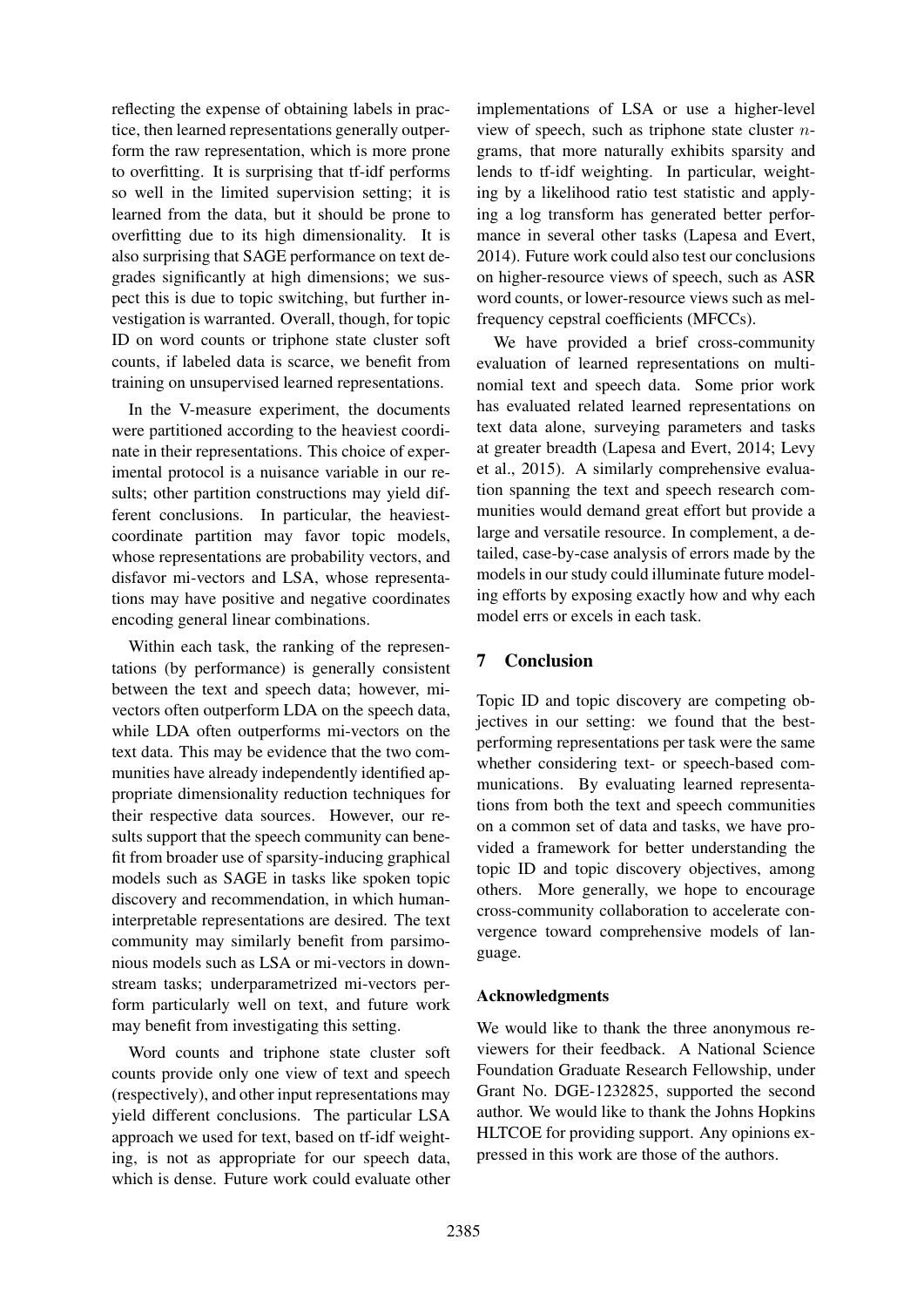reflecting the expense of obtaining labels in practice, then learned representations generally outperform the raw representation, which is more prone to overfitting. It is surprising that tf-idf performs so well in the limited supervision setting; it is learned from the data, but it should be prone to overfitting due to its high dimensionality. It is also surprising that SAGE performance on text degrades significantly at high dimensions; we suspect this is due to topic switching, but further investigation is warranted. Overall, though, for topic ID on word counts or triphone state cluster soft counts, if labeled data is scarce, we benefit from training on unsupervised learned representations.

In the V-measure experiment, the documents were partitioned according to the heaviest coordinate in their representations. This choice of experimental protocol is a nuisance variable in our results; other partition constructions may yield different conclusions. In particular, the heaviest-coordinate partition may favor topic models, whose representations are probability vectors, and disfavor mi-vectors and LSA, whose representations may have positive and negative coordinates encoding general linear combinations.

Within each task, the ranking of the representations (by performance) is generally consistent between the text and speech data; however, mi-vectors often outperform LDA on the speech data, while LDA often outperforms mi-vectors on the text data. This may be evidence that the two communities have already independently identified appropriate dimensionality reduction techniques for their respective data sources. However, our results support that the speech community can benefit from broader use of sparsity-inducing graphical models such as SAGE in tasks like spoken topic discovery and recommendation, in which human-interpretable representations are desired. The text community may similarly benefit from parsimonious models such as LSA or mi-vectors in downstream tasks; underparametrized mi-vectors perform particularly well on text, and future work may benefit from investigating this setting.

Word counts and triphone state cluster soft counts provide only one view of text and speech (respectively), and other input representations may yield different conclusions. The particular LSA approach we used for text, based on tf-idf weighting, is not as appropriate for our speech data, which is dense. Future work could evaluate other implementations of LSA or use a higher-level view of speech, such as triphone state cluster $n$-grams, that more naturally exhibits sparsity and lends to tf-idf weighting. In particular, weighting by a likelihood ratio test statistic and applying a log transform has generated better performance in several other tasks (Lapesa and Evert, 2014). Future work could also test our conclusions on higher-resource views of speech, such as ASR word counts, or lower-resource views such as mel-frequency cepstral coefficients (MFCCs).

We have provided a brief cross-community evaluation of learned representations on multinomial text and speech data. Some prior work has evaluated related learned representations on text data alone, surveying parameters and tasks at greater breadth (Lapesa and Evert, 2014; Levy et al., 2015). A similarly comprehensive evaluation spanning the text and speech research communities would demand great effort but provide a large and versatile resource. In complement, a detailed, case-by-case analysis of errors made by the models in our study could illuminate future modeling efforts by exposing exactly how and why each model errs or excels in each task.

## 7 Conclusion

Topic ID and topic discovery are competing objectives in our setting: we found that the best-performing representations per task were the same whether considering text- or speech-based communications. By evaluating learned representations from both the text and speech communities on a common set of data and tasks, we have provided a framework for better understanding the topic ID and topic discovery objectives, among others. More generally, we hope to encourage cross-community collaboration to accelerate convergence toward comprehensive models of language.

### Acknowledgments

We would like to thank the three anonymous reviewers for their feedback. A National Science Foundation Graduate Research Fellowship, under Grant No. DGE-1232825, supported the second author. We would like to thank the Johns Hopkins HLTCOE for providing support. Any opinions expressed in this work are those of the authors.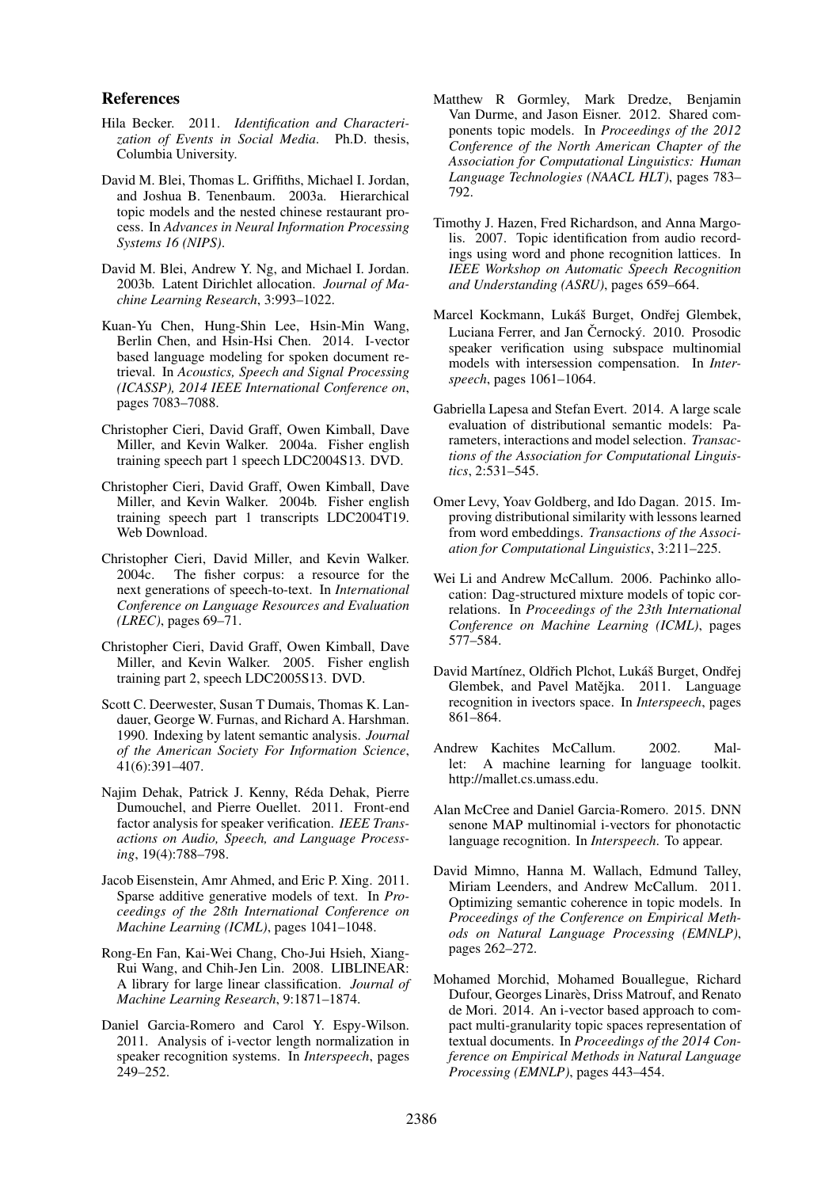## References

Hila Becker. 2011. *Identification and Characterization of Events in Social Media*. Ph.D. thesis, Columbia University.

David M. Blei, Thomas L. Griffiths, Michael I. Jordan, and Joshua B. Tenenbaum. 2003a. Hierarchical topic models and the nested chinese restaurant process. In *Advances in Neural Information Processing Systems 16 (NIPS)*.

David M. Blei, Andrew Y. Ng, and Michael I. Jordan. 2003b. Latent Dirichlet allocation. *Journal of Machine Learning Research*, 3:993–1022.

Kuan-Yu Chen, Hung-Shin Lee, Hsin-Min Wang, Berlin Chen, and Hsin-Hsi Chen. 2014. I-vector based language modeling for spoken document retrieval. In *Acoustics, Speech and Signal Processing (ICASSP), 2014 IEEE International Conference on*, pages 7083–7088.

Christopher Cieri, David Graff, Owen Kimball, Dave Miller, and Kevin Walker. 2004a. Fisher english training speech part 1 speech LDC2004S13. DVD.

Christopher Cieri, David Graff, Owen Kimball, Dave Miller, and Kevin Walker. 2004b. Fisher english training speech part 1 transcripts LDC2004T19. Web Download.

Christopher Cieri, David Miller, and Kevin Walker. 2004c. The fisher corpus: a resource for the next generations of speech-to-text. In *International Conference on Language Resources and Evaluation (LREC)*, pages 69–71.

Christopher Cieri, David Graff, Owen Kimball, Dave Miller, and Kevin Walker. 2005. Fisher english training part 2, speech LDC2005S13. DVD.

Scott C. Deerwester, Susan T Dumais, Thomas K. Landauer, George W. Furnas, and Richard A. Harshman. 1990. Indexing by latent semantic analysis. *Journal of the American Society For Information Science*, 41(6):391–407.

Najim Dehak, Patrick J. Kenny, Réda Dehak, Pierre Dumouchel, and Pierre Ouellet. 2011. Front-end factor analysis for speaker verification. *IEEE Transactions on Audio, Speech, and Language Processing*, 19(4):788–798.

Jacob Eisenstein, Amr Ahmed, and Eric P. Xing. 2011. Sparse additive generative models of text. In *Proceedings of the 28th International Conference on Machine Learning (ICML)*, pages 1041–1048.

Rong-En Fan, Kai-Wei Chang, Cho-Jui Hsieh, Xiang-Rui Wang, and Chih-Jen Lin. 2008. LIBLINEAR: A library for large linear classification. *Journal of Machine Learning Research*, 9:1871–1874.

Daniel Garcia-Romero and Carol Y. Espy-Wilson. 2011. Analysis of i-vector length normalization in speaker recognition systems. In *Interspeech*, pages 249–252.

Matthew R Gormley, Mark Dredze, Benjamin Van Durme, and Jason Eisner. 2012. Shared components topic models. In *Proceedings of the 2012 Conference of the North American Chapter of the Association for Computational Linguistics: Human Language Technologies (NAACL HLT)*, pages 783–792.

Timothy J. Hazen, Fred Richardson, and Anna Margolis. 2007. Topic identification from audio recordings using word and phone recognition lattices. In *IEEE Workshop on Automatic Speech Recognition and Understanding (ASRU)*, pages 659–664.

Marcel Kockmann, Lukáš Burget, Ondřej Glembek, Luciana Ferrer, and Jan Černocký. 2010. Prosodic speaker verification using subspace multinomial models with intersession compensation. In *Interspeech*, pages 1061–1064.

Gabriella Lapesa and Stefan Evert. 2014. A large scale evaluation of distributional semantic models: Parameters, interactions and model selection. *Transactions of the Association for Computational Linguistics*, 2:531–545.

Omer Levy, Yoav Goldberg, and Ido Dagan. 2015. Improving distributional similarity with lessons learned from word embeddings. *Transactions of the Association for Computational Linguistics*, 3:211–225.

Wei Li and Andrew McCallum. 2006. Pachinko allocation: Dag-structured mixture models of topic correlations. In *Proceedings of the 23th International Conference on Machine Learning (ICML)*, pages 577–584.

David Martínez, Oldřich Plchot, Lukáš Burget, Ondřej Glembek, and Pavel Matějka. 2011. Language recognition in ivectors space. In *Interspeech*, pages 861–864.

Andrew Kachites McCallum. 2002. Mallet: A machine learning for language toolkit. http://mallet.cs.umass.edu.

Alan McCree and Daniel Garcia-Romero. 2015. DNN senone MAP multinomial i-vectors for phonotactic language recognition. In *Interspeech*. To appear.

David Mimno, Hanna M. Wallach, Edmund Talley, Miriam Leenders, and Andrew McCallum. 2011. Optimizing semantic coherence in topic models. In *Proceedings of the Conference on Empirical Methods on Natural Language Processing (EMNLP)*, pages 262–272.

Mohamed Morchid, Mohamed Bouallegue, Richard Dufour, Georges Linarès, Driss Matrouf, and Renato de Mori. 2014. An i-vector based approach to compact multi-granularity topic spaces representation of textual documents. In *Proceedings of the 2014 Conference on Empirical Methods in Natural Language Processing (EMNLP)*, pages 443–454.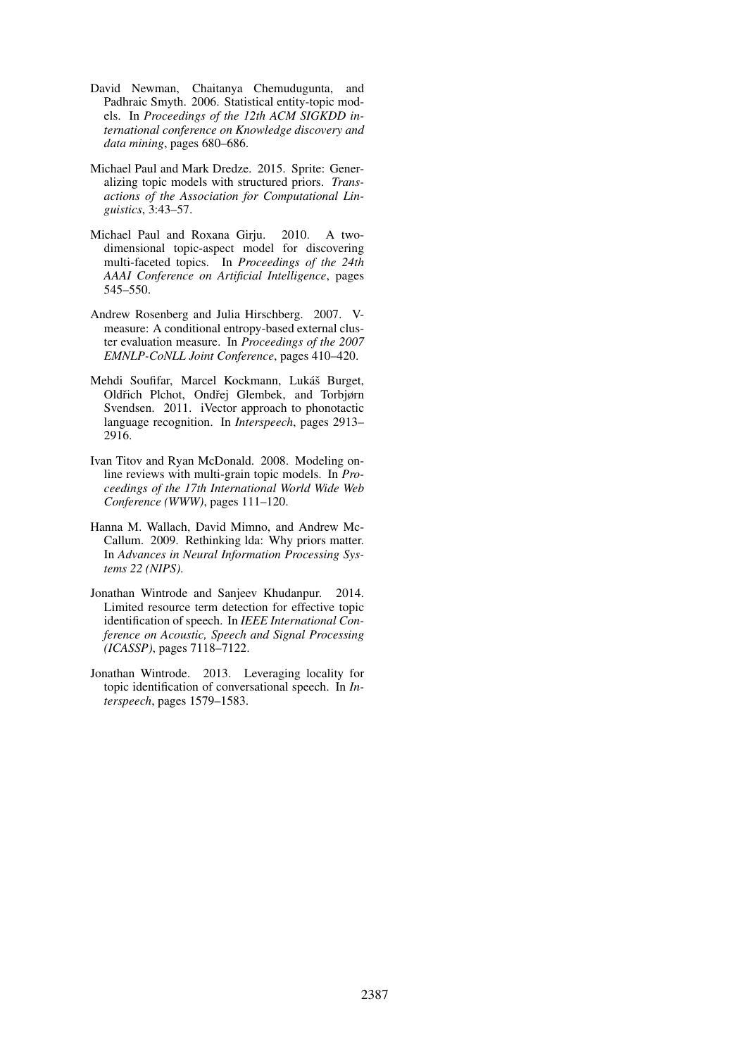David Newman, Chaitanya Chemudugunta, and Padhraic Smyth. 2006. Statistical entity-topic models. In *Proceedings of the 12th ACM SIGKDD international conference on Knowledge discovery and data mining*, pages 680–686.

Michael Paul and Mark Dredze. 2015. Sprite: Generalizing topic models with structured priors. *Transactions of the Association for Computational Linguistics*, 3:43–57.

Michael Paul and Roxana Girju. 2010. A two-dimensional topic-aspect model for discovering multi-faceted topics. In *Proceedings of the 24th AAAI Conference on Artificial Intelligence*, pages 545–550.

Andrew Rosenberg and Julia Hirschberg. 2007. V-measure: A conditional entropy-based external cluster evaluation measure. In *Proceedings of the 2007 EMNLP-CoNLL Joint Conference*, pages 410–420.

Mehdi Soufifar, Marcel Kockmann, Lukáš Burget, Oldřich Plchot, Ondřej Glembek, and Torbjørn Svendsen. 2011. iVector approach to phonotactic language recognition. In *Interspeech*, pages 2913–2916.

Ivan Titov and Ryan McDonald. 2008. Modeling online reviews with multi-grain topic models. In *Proceedings of the 17th International World Wide Web Conference (WWW)*, pages 111–120.

Hanna M. Wallach, David Mimno, and Andrew McCallum. 2009. Rethinking lda: Why priors matter. In *Advances in Neural Information Processing Systems 22 (NIPS)*.

Jonathan Wintrode and Sanjeev Khudanpur. 2014. Limited resource term detection for effective topic identification of speech. In *IEEE International Conference on Acoustic, Speech and Signal Processing (ICASSP)*, pages 7118–7122.

Jonathan Wintrode. 2013. Leveraging locality for topic identification of conversational speech. In *Interspeech*, pages 1579–1583.